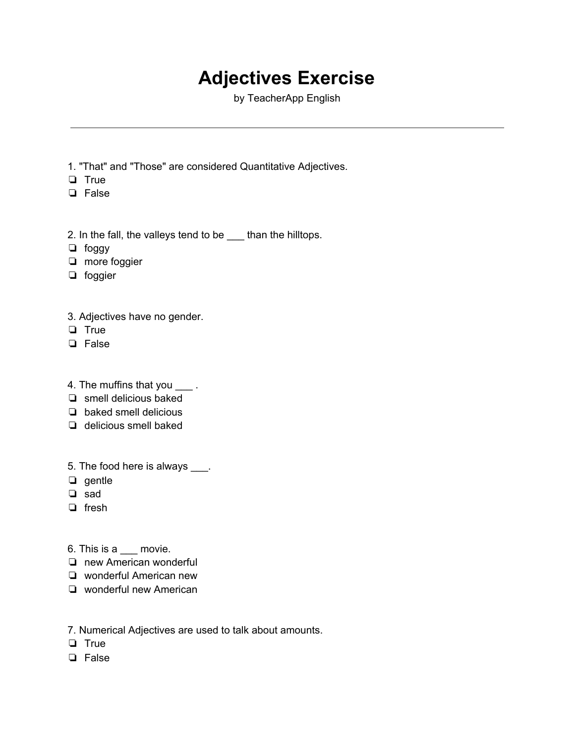# Adjectives Exercise

by TeacherApp English

---

1. "That" and "Those" are considered Quantitative Adjectives.
- ❏ True
- ❏ False

2. In the fall, the valleys tend to be ___ than the hilltops.
- ❏ foggy
- ❏ more foggier
- ❏ foggier

3. Adjectives have no gender.
- ❏ True
- ❏ False

4. The muffins that you ___ .
- ❏ smell delicious baked
- ❏ baked smell delicious
- ❏ delicious smell baked

5. The food here is always ___.
- ❏ gentle
- ❏ sad
- ❏ fresh

6. This is a ___ movie.
- ❏ new American wonderful
- ❏ wonderful American new
- ❏ wonderful new American

7. Numerical Adjectives are used to talk about amounts.
- ❏ True
- ❏ False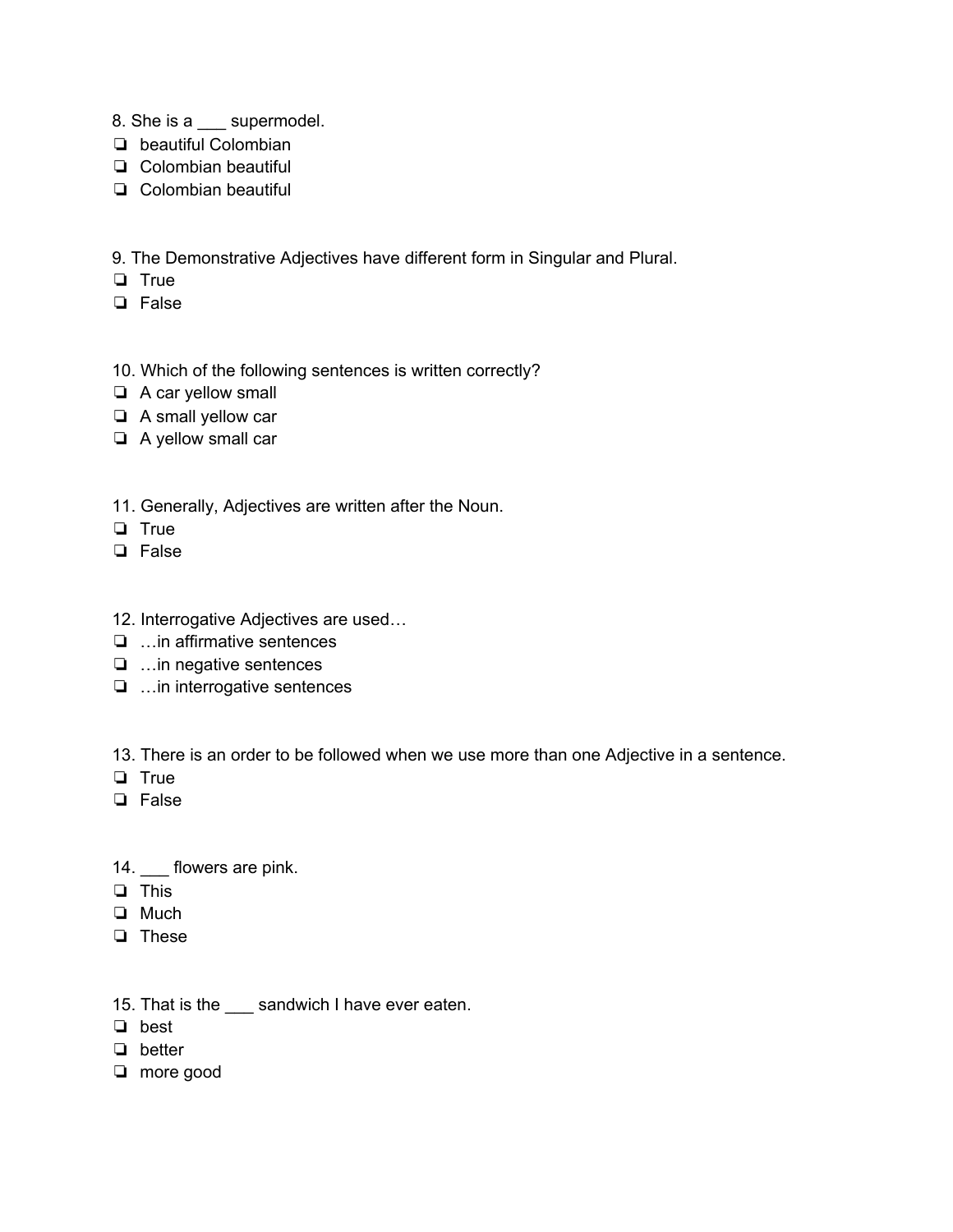8. She is a ___ supermodel.

- ❏ beautiful Colombian
- ❏ Colombian beautiful
- ❏ Colombian beautiful

9. The Demonstrative Adjectives have different form in Singular and Plural.

- ❏ True
- ❏ False

10. Which of the following sentences is written correctly?

- ❏ A car yellow small
- ❏ A small yellow car
- ❏ A yellow small car

11. Generally, Adjectives are written after the Noun.

- ❏ True
- ❏ False

12. Interrogative Adjectives are used…

- ❏ …in affirmative sentences
- ❏ …in negative sentences
- ❏ …in interrogative sentences

13. There is an order to be followed when we use more than one Adjective in a sentence.

- ❏ True
- ❏ False

14. ___ flowers are pink.

- ❏ This
- ❏ Much
- ❏ These

15. That is the ___ sandwich I have ever eaten.

- ❏ best
- ❏ better
- ❏ more good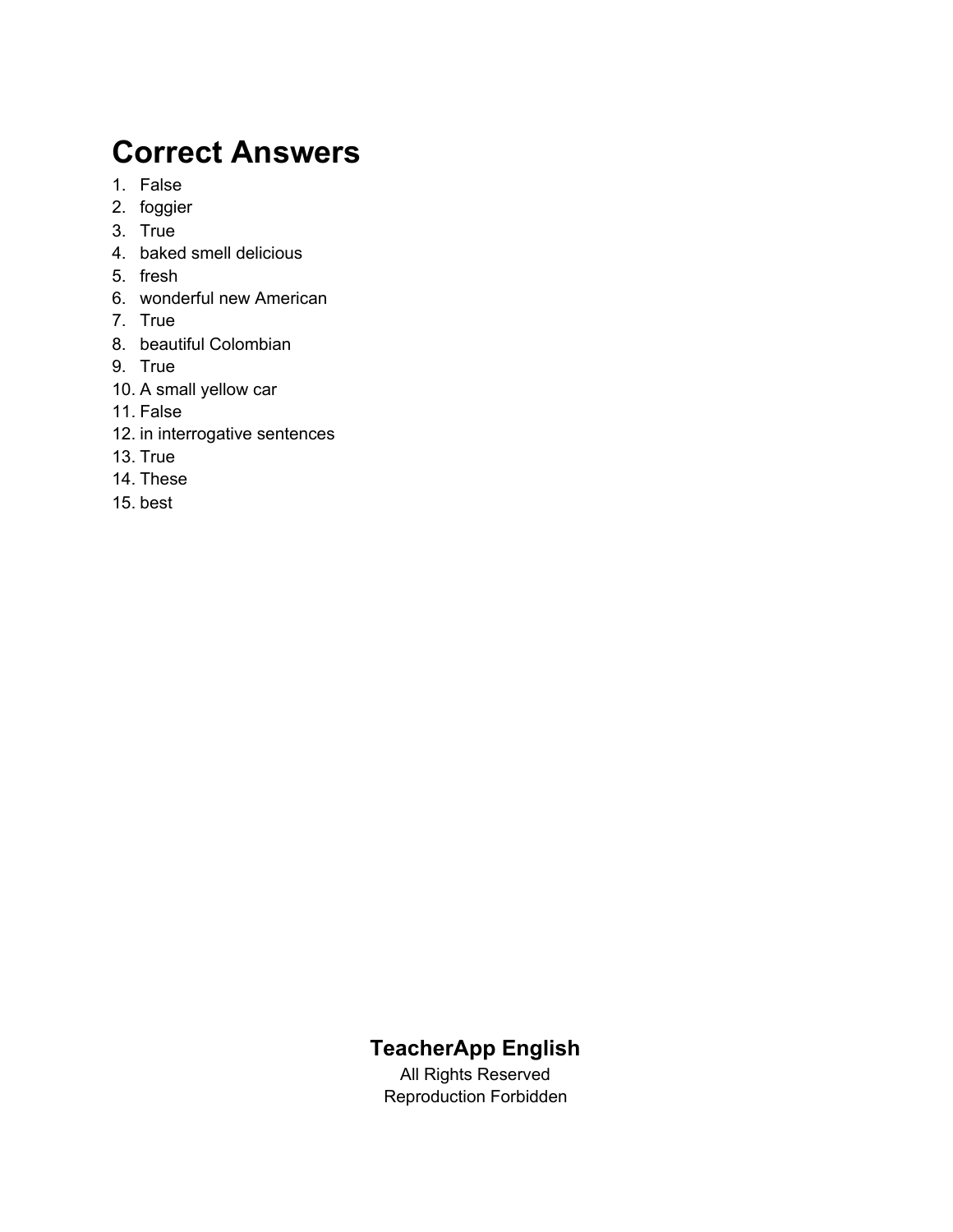# Correct Answers

1. False
2. foggier
3. True
4. baked smell delicious
5. fresh
6. wonderful new American
7. True
8. beautiful Colombian
9. True
10. A small yellow car
11. False
12. in interrogative sentences
13. True
14. These
15. best

**TeacherApp English**

All Rights Reserved

Reproduction Forbidden